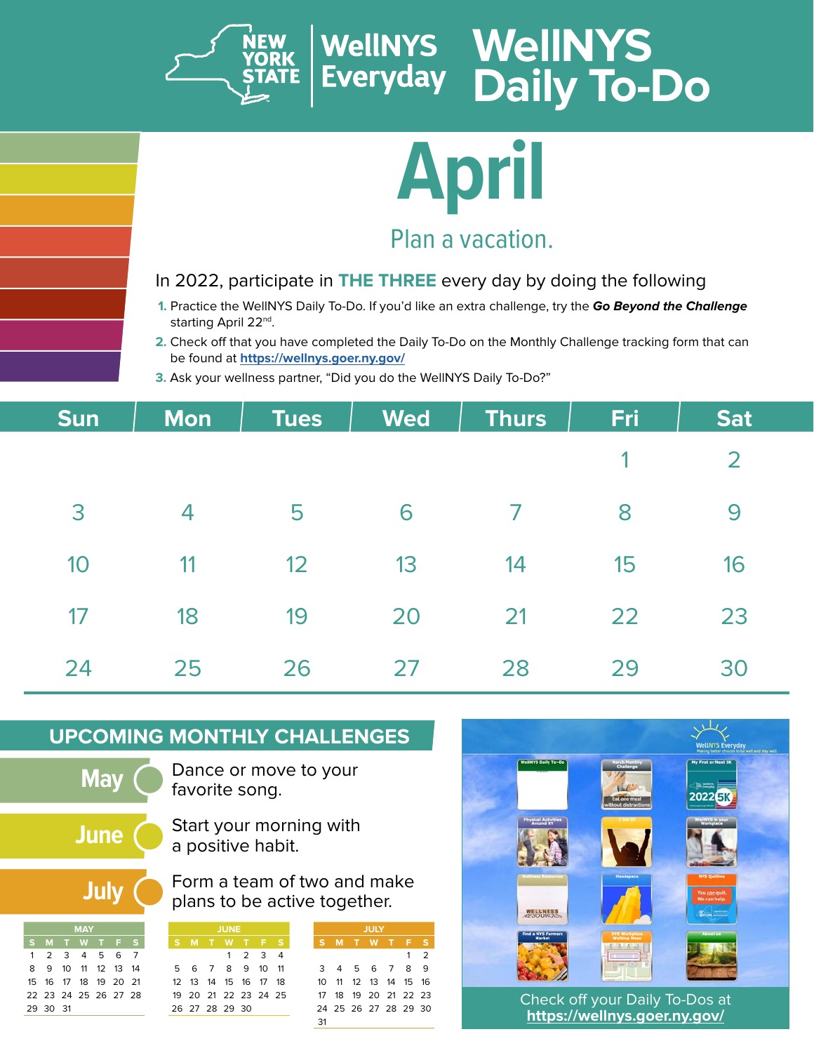# WellNYS Daily To-Do

NEW YORK STATE | WellNYS Everyday

# April

## Plan a vacation.

In 2022, participate in **THE THREE** every day by doing the following

1. Practice the WellNYS Daily To-Do. If you'd like an extra challenge, try the ***Go Beyond the Challenge*** starting April 22nd.
2. Check off that you have completed the Daily To-Do on the Monthly Challenge tracking form that can be found at **https://wellnys.goer.ny.gov/**
3. Ask your wellness partner, "Did you do the WellNYS Daily To-Do?"

| Sun | Mon | Tues | Wed | Thurs | Fri | Sat |
|---|---|---|---|---|---|---|
| | | | | | 1 | 2 |
| 3 | 4 | 5 | 6 | 7 | 8 | 9 |
| 10 | 11 | 12 | 13 | 14 | 15 | 16 |
| 17 | 18 | 19 | 20 | 21 | 22 | 23 |
| 24 | 25 | 26 | 27 | 28 | 29 | 30 |

## UPCOMING MONTHLY CHALLENGES

**May** – Dance or move to your favorite song.

**June** – Start your morning with a positive habit.

**July** – Form a team of two and make plans to be active together.

**MAY**

| S | M | T | W | T | F | S |
|---|---|---|---|---|---|---|
| 1 | 2 | 3 | 4 | 5 | 6 | 7 |
| 8 | 9 | 10 | 11 | 12 | 13 | 14 |
| 15 | 16 | 17 | 18 | 19 | 20 | 21 |
| 22 | 23 | 24 | 25 | 26 | 27 | 28 |
| 29 | 30 | 31 | | | | |

**JUNE**

| S | M | T | W | T | F | S |
|---|---|---|---|---|---|---|
| | | | 1 | 2 | 3 | 4 |
| 5 | 6 | 7 | 8 | 9 | 10 | 11 |
| 12 | 13 | 14 | 15 | 16 | 17 | 18 |
| 19 | 20 | 21 | 22 | 23 | 24 | 25 |
| 26 | 27 | 28 | 29 | 30 | | |

**JULY**

| S | M | T | W | T | F | S |
|---|---|---|---|---|---|---|
| | | | | | 1 | 2 |
| 3 | 4 | 5 | 6 | 7 | 8 | 9 |
| 10 | 11 | 12 | 13 | 14 | 15 | 16 |
| 17 | 18 | 19 | 20 | 21 | 22 | 23 |
| 24 | 25 | 26 | 27 | 28 | 29 | 30 |
| 31 | | | | | | |

Check off your Daily To-Dos at **https://wellnys.goer.ny.gov/**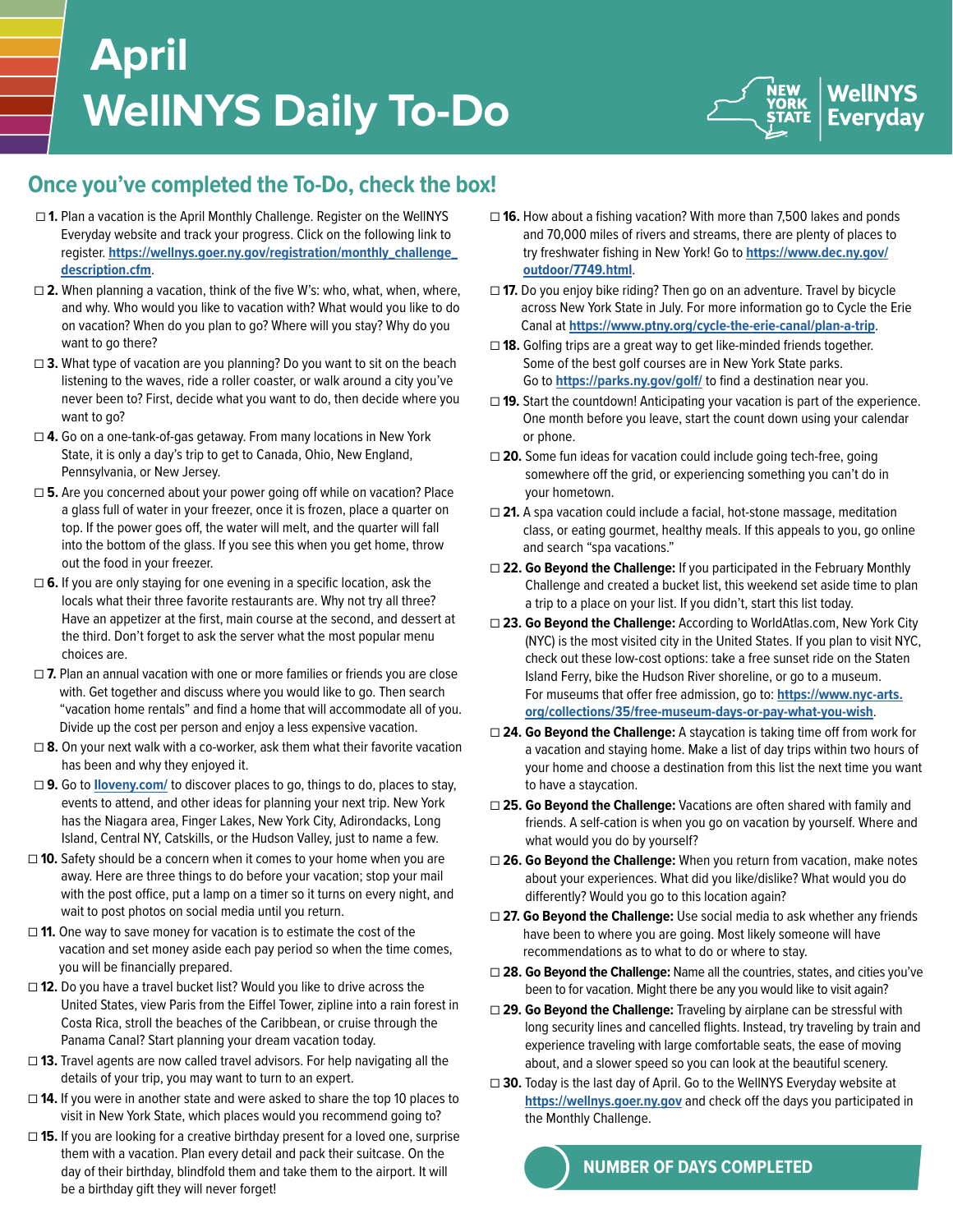# April WellNYS Daily To-Do

NEW YORK STATE | WellNYS Everyday

## Once you've completed the To-Do, check the box!

- ☐ **1.** Plan a vacation is the April Monthly Challenge. Register on the WellNYS Everyday website and track your progress. Click on the following link to register. https://wellnys.goer.ny.gov/registration/monthly_challenge_description.cfm.
- ☐ **2.** When planning a vacation, think of the five W's: who, what, when, where, and why. Who would you like to vacation with? What would you like to do on vacation? When do you plan to go? Where will you stay? Why do you want to go there?
- ☐ **3.** What type of vacation are you planning? Do you want to sit on the beach listening to the waves, ride a roller coaster, or walk around a city you've never been to? First, decide what you want to do, then decide where you want to go?
- ☐ **4.** Go on a one-tank-of-gas getaway. From many locations in New York State, it is only a day's trip to get to Canada, Ohio, New England, Pennsylvania, or New Jersey.
- ☐ **5.** Are you concerned about your power going off while on vacation? Place a glass full of water in your freezer, once it is frozen, place a quarter on top. If the power goes off, the water will melt, and the quarter will fall into the bottom of the glass. If you see this when you get home, throw out the food in your freezer.
- ☐ **6.** If you are only staying for one evening in a specific location, ask the locals what their three favorite restaurants are. Why not try all three? Have an appetizer at the first, main course at the second, and dessert at the third. Don't forget to ask the server what the most popular menu choices are.
- ☐ **7.** Plan an annual vacation with one or more families or friends you are close with. Get together and discuss where you would like to go. Then search "vacation home rentals" and find a home that will accommodate all of you. Divide up the cost per person and enjoy a less expensive vacation.
- ☐ **8.** On your next walk with a co-worker, ask them what their favorite vacation has been and why they enjoyed it.
- ☐ **9.** Go to Iloveny.com/ to discover places to go, things to do, places to stay, events to attend, and other ideas for planning your next trip. New York has the Niagara area, Finger Lakes, New York City, Adirondacks, Long Island, Central NY, Catskills, or the Hudson Valley, just to name a few.
- ☐ **10.** Safety should be a concern when it comes to your home when you are away. Here are three things to do before your vacation; stop your mail with the post office, put a lamp on a timer so it turns on every night, and wait to post photos on social media until you return.
- ☐ **11.** One way to save money for vacation is to estimate the cost of the vacation and set money aside each pay period so when the time comes, you will be financially prepared.
- ☐ **12.** Do you have a travel bucket list? Would you like to drive across the United States, view Paris from the Eiffel Tower, zipline into a rain forest in Costa Rica, stroll the beaches of the Caribbean, or cruise through the Panama Canal? Start planning your dream vacation today.
- ☐ **13.** Travel agents are now called travel advisors. For help navigating all the details of your trip, you may want to turn to an expert.
- ☐ **14.** If you were in another state and were asked to share the top 10 places to visit in New York State, which places would you recommend going to?
- ☐ **15.** If you are looking for a creative birthday present for a loved one, surprise them with a vacation. Plan every detail and pack their suitcase. On the day of their birthday, blindfold them and take them to the airport. It will be a birthday gift they will never forget!
- ☐ **16.** How about a fishing vacation? With more than 7,500 lakes and ponds and 70,000 miles of rivers and streams, there are plenty of places to try freshwater fishing in New York! Go to https://www.dec.ny.gov/outdoor/7749.html.
- ☐ **17.** Do you enjoy bike riding? Then go on an adventure. Travel by bicycle across New York State in July. For more information go to Cycle the Erie Canal at https://www.ptny.org/cycle-the-erie-canal/plan-a-trip.
- ☐ **18.** Golfing trips are a great way to get like-minded friends together. Some of the best golf courses are in New York State parks. Go to https://parks.ny.gov/golf/ to find a destination near you.
- ☐ **19.** Start the countdown! Anticipating your vacation is part of the experience. One month before you leave, start the count down using your calendar or phone.
- ☐ **20.** Some fun ideas for vacation could include going tech-free, going somewhere off the grid, or experiencing something you can't do in your hometown.
- ☐ **21.** A spa vacation could include a facial, hot-stone massage, meditation class, or eating gourmet, healthy meals. If this appeals to you, go online and search "spa vacations."
- ☐ **22. Go Beyond the Challenge:** If you participated in the February Monthly Challenge and created a bucket list, this weekend set aside time to plan a trip to a place on your list. If you didn't, start this list today.
- ☐ **23. Go Beyond the Challenge:** According to WorldAtlas.com, New York City (NYC) is the most visited city in the United States. If you plan to visit NYC, check out these low-cost options: take a free sunset ride on the Staten Island Ferry, bike the Hudson River shoreline, or go to a museum. For museums that offer free admission, go to: https://www.nyc-arts.org/collections/35/free-museum-days-or-pay-what-you-wish.
- ☐ **24. Go Beyond the Challenge:** A staycation is taking time off from work for a vacation and staying home. Make a list of day trips within two hours of your home and choose a destination from this list the next time you want to have a staycation.
- ☐ **25. Go Beyond the Challenge:** Vacations are often shared with family and friends. A self-cation is when you go on vacation by yourself. Where and what would you do by yourself?
- ☐ **26. Go Beyond the Challenge:** When you return from vacation, make notes about your experiences. What did you like/dislike? What would you do differently? Would you go to this location again?
- ☐ **27. Go Beyond the Challenge:** Use social media to ask whether any friends have been to where you are going. Most likely someone will have recommendations as to what to do or where to stay.
- ☐ **28. Go Beyond the Challenge:** Name all the countries, states, and cities you've been to for vacation. Might there be any you would like to visit again?
- ☐ **29. Go Beyond the Challenge:** Traveling by airplane can be stressful with long security lines and cancelled flights. Instead, try traveling by train and experience traveling with large comfortable seats, the ease of moving about, and a slower speed so you can look at the beautiful scenery.
- ☐ **30.** Today is the last day of April. Go to the WellNYS Everyday website at https://wellnys.goer.ny.gov and check off the days you participated in the Monthly Challenge.

**NUMBER OF DAYS COMPLETED**